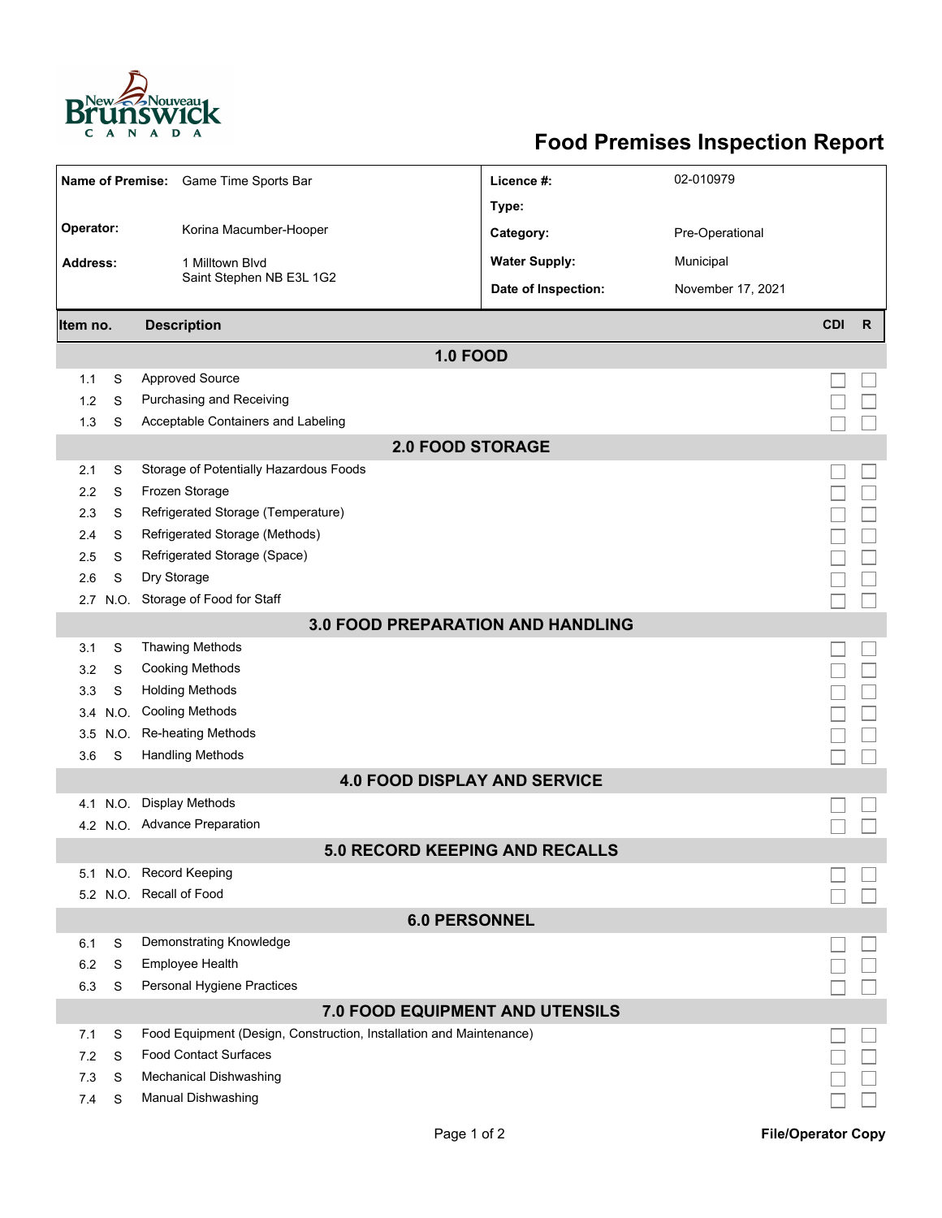# Food Premises Inspection Report

| | | | |
|---|---|---|---|
| **Name of Premise:** | Game Time Sports Bar | **Licence #:** | 02-010979 |
| | | **Type:** | |
| **Operator:** | Korina Macumber-Hooper | **Category:** | Pre-Operational |
| **Address:** | 1 Milltown Blvd<br>Saint Stephen NB E3L 1G2 | **Water Supply:** | Municipal |
| | | **Date of Inspection:** | November 17, 2021 |

| Item no. | | Description | CDI | R |
|---|---|---|---|---|
| **1.0 FOOD** | | | | |
| 1.1 | S | Approved Source | ☐ | ☐ |
| 1.2 | S | Purchasing and Receiving | ☐ | ☐ |
| 1.3 | S | Acceptable Containers and Labeling | ☐ | ☐ |
| **2.0 FOOD STORAGE** | | | | |
| 2.1 | S | Storage of Potentially Hazardous Foods | ☐ | ☐ |
| 2.2 | S | Frozen Storage | ☐ | ☐ |
| 2.3 | S | Refrigerated Storage (Temperature) | ☐ | ☐ |
| 2.4 | S | Refrigerated Storage (Methods) | ☐ | ☐ |
| 2.5 | S | Refrigerated Storage (Space) | ☐ | ☐ |
| 2.6 | S | Dry Storage | ☐ | ☐ |
| 2.7 | N.O. | Storage of Food for Staff | ☐ | ☐ |
| **3.0 FOOD PREPARATION AND HANDLING** | | | | |
| 3.1 | S | Thawing Methods | ☐ | ☐ |
| 3.2 | S | Cooking Methods | ☐ | ☐ |
| 3.3 | S | Holding Methods | ☐ | ☐ |
| 3.4 | N.O. | Cooling Methods | ☐ | ☐ |
| 3.5 | N.O. | Re-heating Methods | ☐ | ☐ |
| 3.6 | S | Handling Methods | ☐ | ☐ |
| **4.0 FOOD DISPLAY AND SERVICE** | | | | |
| 4.1 | N.O. | Display Methods | ☐ | ☐ |
| 4.2 | N.O. | Advance Preparation | ☐ | ☐ |
| **5.0 RECORD KEEPING AND RECALLS** | | | | |
| 5.1 | N.O. | Record Keeping | ☐ | ☐ |
| 5.2 | N.O. | Recall of Food | ☐ | ☐ |
| **6.0 PERSONNEL** | | | | |
| 6.1 | S | Demonstrating Knowledge | ☐ | ☐ |
| 6.2 | S | Employee Health | ☐ | ☐ |
| 6.3 | S | Personal Hygiene Practices | ☐ | ☐ |
| **7.0 FOOD EQUIPMENT AND UTENSILS** | | | | |
| 7.1 | S | Food Equipment (Design, Construction, Installation and Maintenance) | ☐ | ☐ |
| 7.2 | S | Food Contact Surfaces | ☐ | ☐ |
| 7.3 | S | Mechanical Dishwashing | ☐ | ☐ |
| 7.4 | S | Manual Dishwashing | ☐ | ☐ |

**File/Operator Copy**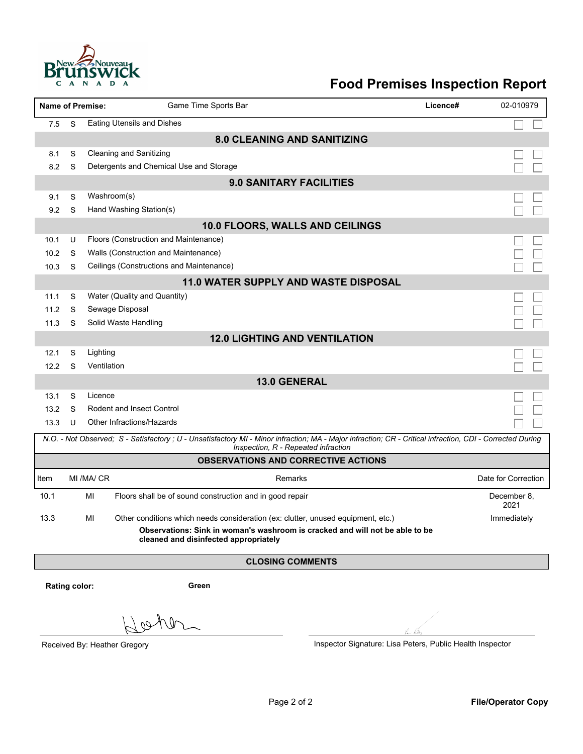# Food Premises Inspection Report

| Name of Premise: | Game Time Sports Bar | Licence# | 02-010979 |
|---|---|---|---|

| | | | |
|---|---|---|---|
| 7.5 | S | Eating Utensils and Dishes | |
| | | **8.0 CLEANING AND SANITIZING** | |
| 8.1 | S | Cleaning and Sanitizing | |
| 8.2 | S | Detergents and Chemical Use and Storage | |
| | | **9.0 SANITARY FACILITIES** | |
| 9.1 | S | Washroom(s) | |
| 9.2 | S | Hand Washing Station(s) | |
| | | **10.0 FLOORS, WALLS AND CEILINGS** | |
| 10.1 | U | Floors (Construction and Maintenance) | |
| 10.2 | S | Walls (Construction and Maintenance) | |
| 10.3 | S | Ceilings (Constructions and Maintenance) | |
| | | **11.0 WATER SUPPLY AND WASTE DISPOSAL** | |
| 11.1 | S | Water (Quality and Quantity) | |
| 11.2 | S | Sewage Disposal | |
| 11.3 | S | Solid Waste Handling | |
| | | **12.0 LIGHTING AND VENTILATION** | |
| 12.1 | S | Lighting | |
| 12.2 | S | Ventilation | |
| | | **13.0 GENERAL** | |
| 13.1 | S | Licence | |
| 13.2 | S | Rodent and Insect Control | |
| 13.3 | U | Other Infractions/Hazards | |

*N.O. - Not Observed; S - Satisfactory ; U - Unsatisfactory MI - Minor infraction; MA - Major infraction; CR - Critical infraction, CDI - Corrected During Inspection, R - Repeated infraction*

## OBSERVATIONS AND CORRECTIVE ACTIONS

| Item | MI /MA/ CR | Remarks | Date for Correction |
|---|---|---|---|
| 10.1 | MI | Floors shall be of sound construction and in good repair | December 8, 2021 |
| 13.3 | MI | Other conditions which needs consideration (ex: clutter, unused equipment, etc.)<br>**Observations: Sink in woman's washroom is cracked and will not be able to be cleaned and disinfected appropriately** | Immediately |

## CLOSING COMMENTS

**Rating color:** **Green**

Received By: Heather Gregory

Inspector Signature: Lisa Peters, Public Health Inspector

**File/Operator Copy**